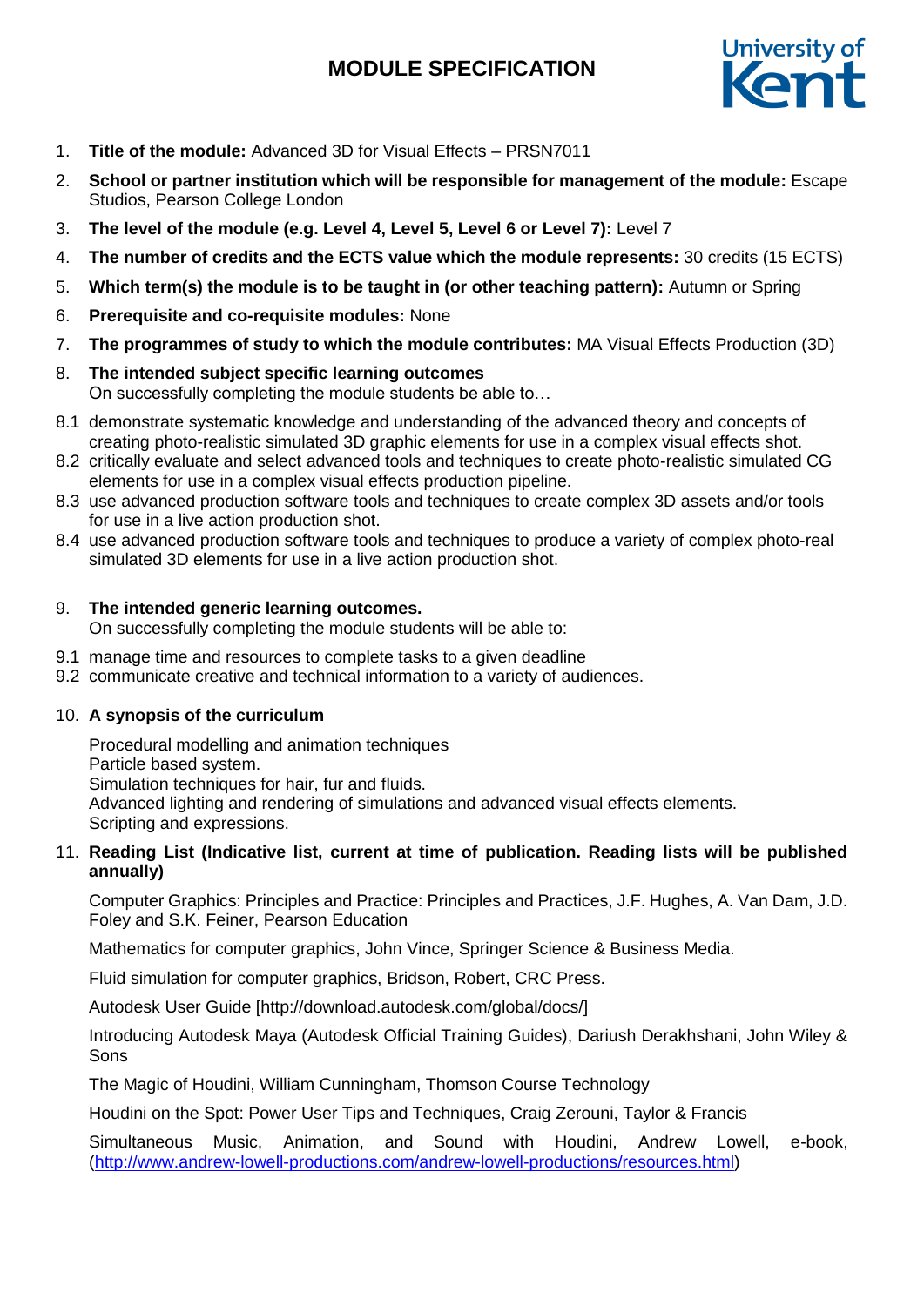# MODULE SPECIFICATION

1. **Title of the module:** Advanced 3D for Visual Effects – PRSN7011
2. **School or partner institution which will be responsible for management of the module:** Escape Studios, Pearson College London
3. **The level of the module (e.g. Level 4, Level 5, Level 6 or Level 7):** Level 7
4. **The number of credits and the ECTS value which the module represents:** 30 credits (15 ECTS)
5. **Which term(s) the module is to be taught in (or other teaching pattern):** Autumn or Spring
6. **Prerequisite and co-requisite modules:** None
7. **The programmes of study to which the module contributes:** MA Visual Effects Production (3D)
8. **The intended subject specific learning outcomes**
   On successfully completing the module students be able to…

8.1 demonstrate systematic knowledge and understanding of the advanced theory and concepts of creating photo-realistic simulated 3D graphic elements for use in a complex visual effects shot.
8.2 critically evaluate and select advanced tools and techniques to create photo-realistic simulated CG elements for use in a complex visual effects production pipeline.
8.3 use advanced production software tools and techniques to create complex 3D assets and/or tools for use in a live action production shot.
8.4 use advanced production software tools and techniques to produce a variety of complex photo-real simulated 3D elements for use in a live action production shot.

9. **The intended generic learning outcomes.**
   On successfully completing the module students will be able to:

9.1 manage time and resources to complete tasks to a given deadline
9.2 communicate creative and technical information to a variety of audiences.

10. **A synopsis of the curriculum**

    Procedural modelling and animation techniques
    Particle based system.
    Simulation techniques for hair, fur and fluids.
    Advanced lighting and rendering of simulations and advanced visual effects elements.
    Scripting and expressions.

11. **Reading List (Indicative list, current at time of publication. Reading lists will be published annually)**

    Computer Graphics: Principles and Practice: Principles and Practices, J.F. Hughes, A. Van Dam, J.D. Foley and S.K. Feiner, Pearson Education

    Mathematics for computer graphics, John Vince, Springer Science & Business Media.

    Fluid simulation for computer graphics, Bridson, Robert, CRC Press.

    Autodesk User Guide [http://download.autodesk.com/global/docs/]

    Introducing Autodesk Maya (Autodesk Official Training Guides), Dariush Derakhshani, John Wiley & Sons

    The Magic of Houdini, William Cunningham, Thomson Course Technology

    Houdini on the Spot: Power User Tips and Techniques, Craig Zerouni, Taylor & Francis

    Simultaneous Music, Animation, and Sound with Houdini, Andrew Lowell, e-book, (http://www.andrew-lowell-productions.com/andrew-lowell-productions/resources.html)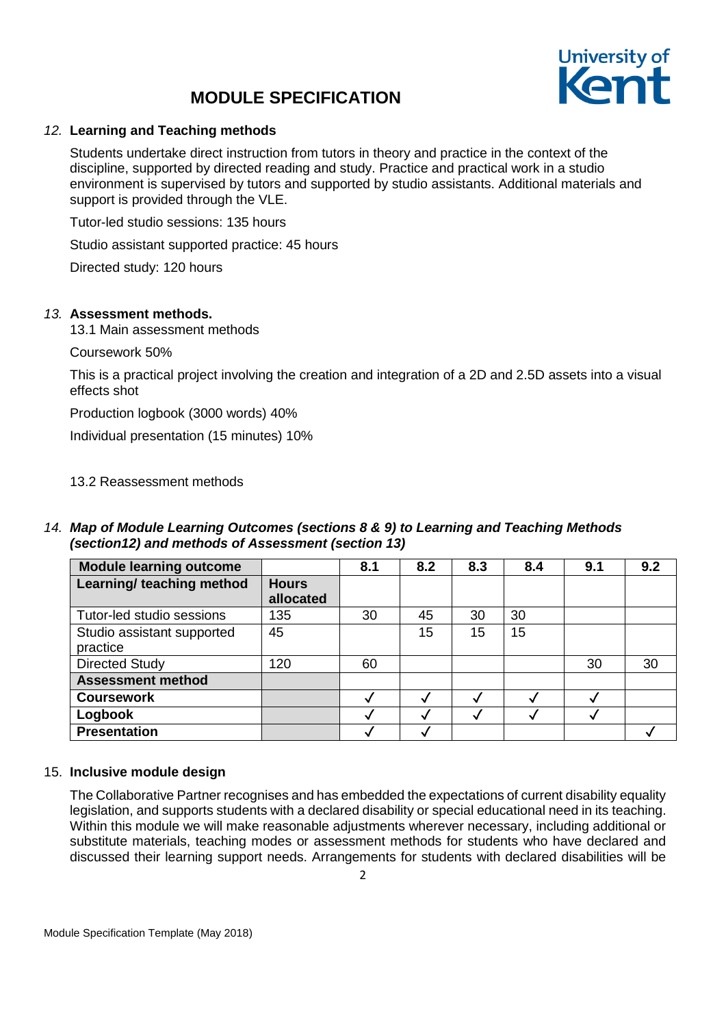# MODULE SPECIFICATION

### 12. Learning and Teaching methods

Students undertake direct instruction from tutors in theory and practice in the context of the discipline, supported by directed reading and study. Practice and practical work in a studio environment is supervised by tutors and supported by studio assistants. Additional materials and support is provided through the VLE.

Tutor-led studio sessions: 135 hours

Studio assistant supported practice: 45 hours

Directed study: 120 hours

### 13. Assessment methods.

13.1 Main assessment methods

Coursework 50%

This is a practical project involving the creation and integration of a 2D and 2.5D assets into a visual effects shot

Production logbook (3000 words) 40%

Individual presentation (15 minutes) 10%

13.2 Reassessment methods

### 14. *Map of Module Learning Outcomes (sections 8 & 9) to Learning and Teaching Methods (section12) and methods of Assessment (section 13)*

| **Module learning outcome** | | 8.1 | 8.2 | 8.3 | 8.4 | 9.1 | 9.2 |
|---|---|---|---|---|---|---|---|
| **Learning/ teaching method** | **Hours allocated** | | | | | | |
| Tutor-led studio sessions | 135 | 30 | 45 | 30 | 30 | | |
| Studio assistant supported practice | 45 | | 15 | 15 | 15 | | |
| Directed Study | 120 | 60 | | | | 30 | 30 |
| **Assessment method** | | | | | | | |
| **Coursework** | | ✓ | ✓ | ✓ | ✓ | ✓ | |
| **Logbook** | | ✓ | ✓ | ✓ | ✓ | ✓ | |
| **Presentation** | | ✓ | ✓ | | | | ✓ |

### 15. Inclusive module design

The Collaborative Partner recognises and has embedded the expectations of current disability equality legislation, and supports students with a declared disability or special educational need in its teaching. Within this module we will make reasonable adjustments wherever necessary, including additional or substitute materials, teaching modes or assessment methods for students who have declared and discussed their learning support needs. Arrangements for students with declared disabilities will be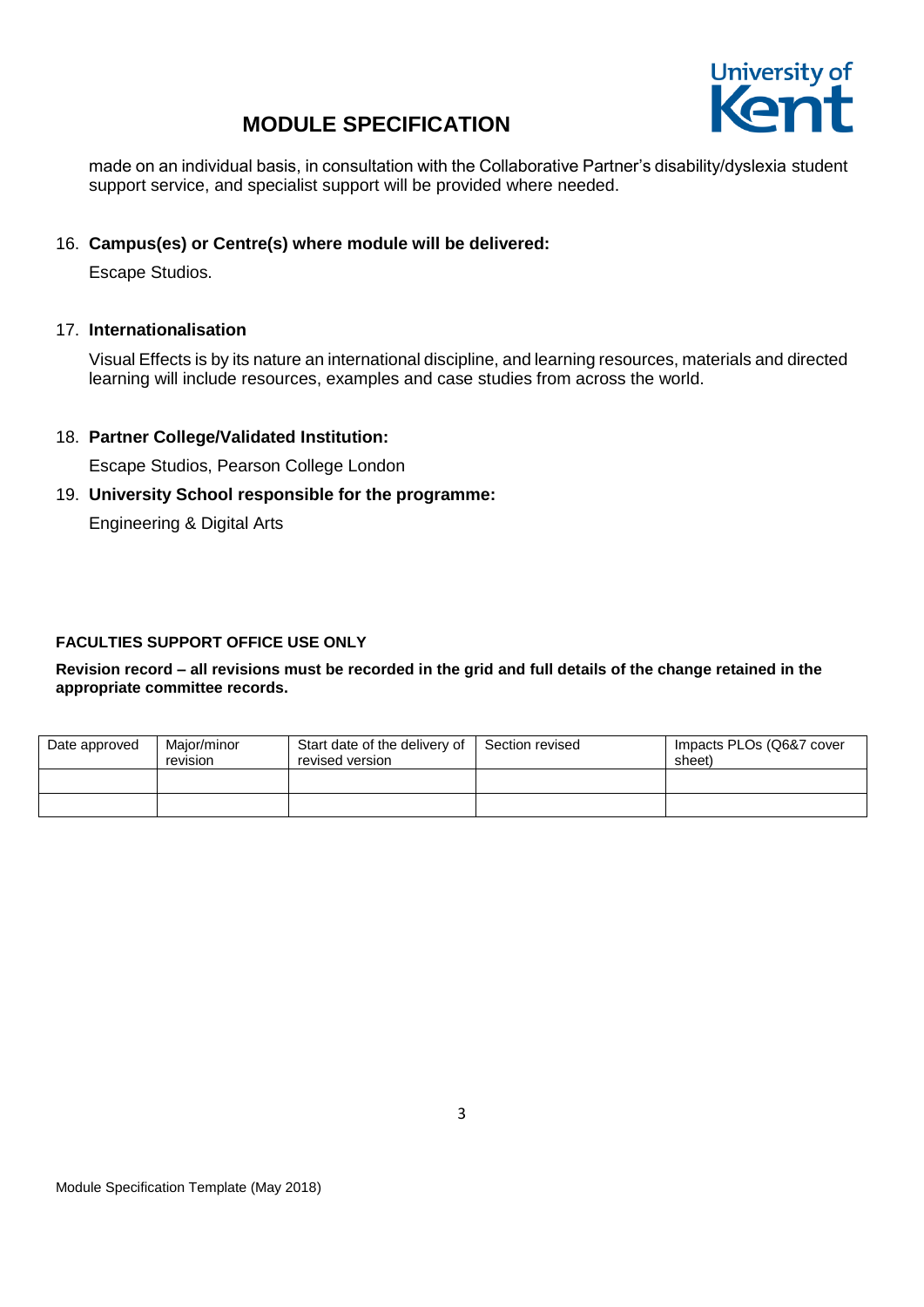made on an individual basis, in consultation with the Collaborative Partner's disability/dyslexia student support service, and specialist support will be provided where needed.

16. **Campus(es) or Centre(s) where module will be delivered:**

    Escape Studios.

17. **Internationalisation**

    Visual Effects is by its nature an international discipline, and learning resources, materials and directed learning will include resources, examples and case studies from across the world.

18. **Partner College/Validated Institution:**

    Escape Studios, Pearson College London

19. **University School responsible for the programme:**

    Engineering & Digital Arts

**FACULTIES SUPPORT OFFICE USE ONLY**

**Revision record – all revisions must be recorded in the grid and full details of the change retained in the appropriate committee records.**

| Date approved | Major/minor revision | Start date of the delivery of revised version | Section revised | Impacts PLOs (Q6&7 cover sheet) |
|---|---|---|---|---|
| | | | | |
| | | | | |